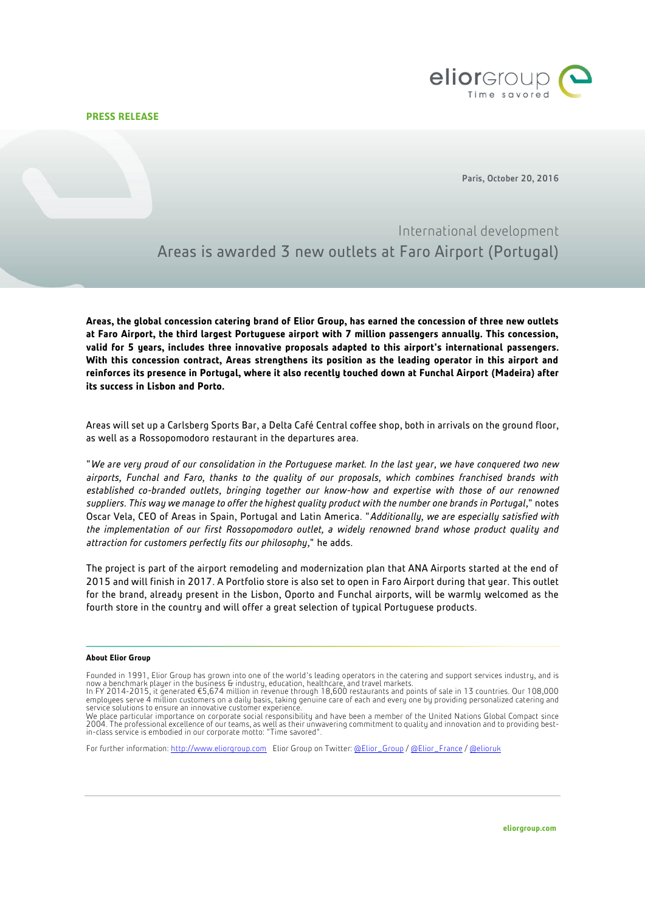**PRESS RELEASE**

Paris, October 20, 2016

## International development

# Areas is awarded 3 new outlets at Faro Airport (Portugal)

**Areas, the global concession catering brand of Elior Group, has earned the concession of three new outlets at Faro Airport, the third largest Portuguese airport with 7 million passengers annually. This concession, valid for 5 years, includes three innovative proposals adapted to this airport's international passengers. With this concession contract, Areas strengthens its position as the leading operator in this airport and reinforces its presence in Portugal, where it also recently touched down at Funchal Airport (Madeira) after its success in Lisbon and Porto.**

Areas will set up a Carlsberg Sports Bar, a Delta Café Central coffee shop, both in arrivals on the ground floor, as well as a Rossopomodoro restaurant in the departures area.

"*We are very proud of our consolidation in the Portuguese market. In the last year, we have conquered two new airports, Funchal and Faro, thanks to the quality of our proposals, which combines franchised brands with established co-branded outlets, bringing together our know-how and expertise with those of our renowned suppliers. This way we manage to offer the highest quality product with the number one brands in Portugal*," notes Oscar Vela, CEO of Areas in Spain, Portugal and Latin America. "*Additionally, we are especially satisfied with the implementation of our first Rossopomodoro outlet, a widely renowned brand whose product quality and attraction for customers perfectly fits our philosophy*," he adds.

The project is part of the airport remodeling and modernization plan that ANA Airports started at the end of 2015 and will finish in 2017. A Portfolio store is also set to open in Faro Airport during that year. This outlet for the brand, already present in the Lisbon, Oporto and Funchal airports, will be warmly welcomed as the fourth store in the country and will offer a great selection of typical Portuguese products.

---

**About Elior Group**

Founded in 1991, Elior Group has grown into one of the world's leading operators in the catering and support services industry, and is now a benchmark player in the business & industry, education, healthcare, and travel markets.
In FY 2014-2015, it generated €5,674 million in revenue through 18,600 restaurants and points of sale in 13 countries. Our 108,000 employees serve 4 million customers on a daily basis, taking genuine care of each and every one by providing personalized catering and service solutions to ensure an innovative customer experience.
We place particular importance on corporate social responsibility and have been a member of the United Nations Global Compact since 2004. The professional excellence of our teams, as well as their unwavering commitment to quality and innovation and to providing best-in-class service is embodied in our corporate motto: "Time savored".

For further information: http://www.eliorgroup.com Elior Group on Twitter: @Elior_Group / @Elior_France / @elioruk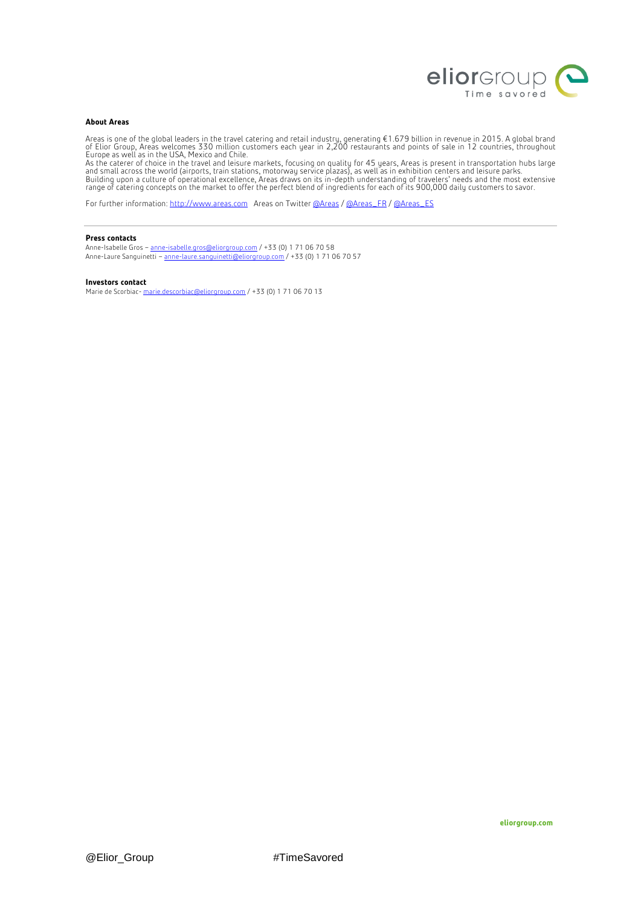**About Areas**

Areas is one of the global leaders in the travel catering and retail industry, generating €1.679 billion in revenue in 2015. A global brand of Elior Group, Areas welcomes 330 million customers each year in 2,200 restaurants and points of sale in 12 countries, throughout Europe as well as in the USA, Mexico and Chile.
As the caterer of choice in the travel and leisure markets, focusing on quality for 45 years, Areas is present in transportation hubs large and small across the world (airports, train stations, motorway service plazas), as well as in exhibition centers and leisure parks.
Building upon a culture of operational excellence, Areas draws on its in-depth understanding of travelers' needs and the most extensive range of catering concepts on the market to offer the perfect blend of ingredients for each of its 900,000 daily customers to savor.

For further information: http://www.areas.com Areas on Twitter @Areas / @Areas_FR / @Areas_ES

---

**Press contacts**
Anne-Isabelle Gros – anne-isabelle.gros@eliorgroup.com / +33 (0) 1 71 06 70 58
Anne-Laure Sanguinetti – anne-laure.sanguinetti@eliorgroup.com / +33 (0) 1 71 06 70 57

**Investors contact**
Marie de Scorbiac- marie.descorbiac@eliorgroup.com / +33 (0) 1 71 06 70 13

eliorgroup.com

@Elior_Group #TimeSavored